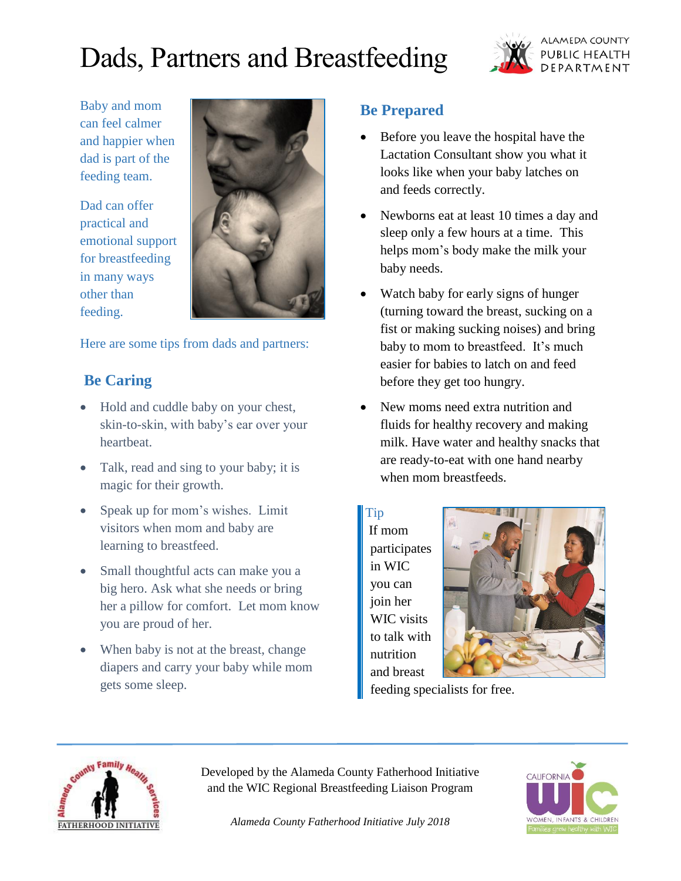# Dads, Partners and Breastfeeding

Alameda County Public Health Department

Baby and mom can feel calmer and happier when dad is part of the feeding team.

Dad can offer practical and emotional support for breastfeeding in many ways other than feeding.

Here are some tips from dads and partners:

## Be Caring

- Hold and cuddle baby on your chest, skin-to-skin, with baby's ear over your heartbeat.
- Talk, read and sing to your baby; it is magic for their growth.
- Speak up for mom's wishes. Limit visitors when mom and baby are learning to breastfeed.
- Small thoughtful acts can make you a big hero. Ask what she needs or bring her a pillow for comfort. Let mom know you are proud of her.
- When baby is not at the breast, change diapers and carry your baby while mom gets some sleep.

## Be Prepared

- Before you leave the hospital have the Lactation Consultant show you what it looks like when your baby latches on and feeds correctly.
- Newborns eat at least 10 times a day and sleep only a few hours at a time. This helps mom's body make the milk your baby needs.
- Watch baby for early signs of hunger (turning toward the breast, sucking on a fist or making sucking noises) and bring baby to mom to breastfeed. It's much easier for babies to latch on and feed before they get too hungry.
- New moms need extra nutrition and fluids for healthy recovery and making milk. Have water and healthy snacks that are ready-to-eat with one hand nearby when mom breastfeeds.

> Tip
> If mom participates in WIC you can join her WIC visits to talk with nutrition and breast feeding specialists for free.

Developed by the Alameda County Fatherhood Initiative and the WIC Regional Breastfeeding Liaison Program

*Alameda County Fatherhood Initiative July 2018*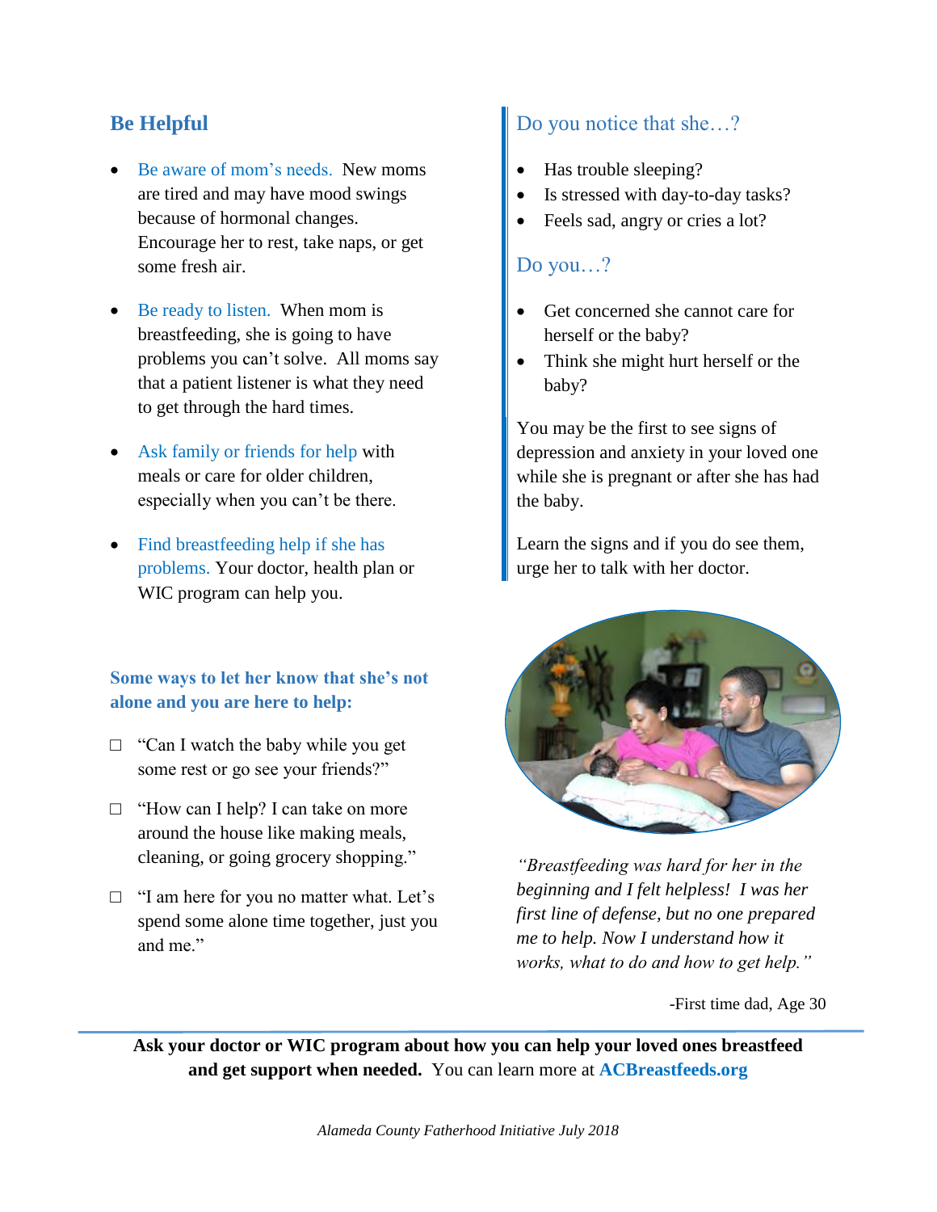## Be Helpful

- Be aware of mom's needs. New moms are tired and may have mood swings because of hormonal changes. Encourage her to rest, take naps, or get some fresh air.
- Be ready to listen. When mom is breastfeeding, she is going to have problems you can't solve. All moms say that a patient listener is what they need to get through the hard times.
- Ask family or friends for help with meals or care for older children, especially when you can't be there.
- Find breastfeeding help if she has problems. Your doctor, health plan or WIC program can help you.

### Some ways to let her know that she's not alone and you are here to help:

- ☐ "Can I watch the baby while you get some rest or go see your friends?"
- ☐ "How can I help? I can take on more around the house like making meals, cleaning, or going grocery shopping."
- ☐ "I am here for you no matter what. Let's spend some alone time together, just you and me."

### Do you notice that she…?

- Has trouble sleeping?
- Is stressed with day-to-day tasks?
- Feels sad, angry or cries a lot?

### Do you…?

- Get concerned she cannot care for herself or the baby?
- Think she might hurt herself or the baby?

You may be the first to see signs of depression and anxiety in your loved one while she is pregnant or after she has had the baby.

Learn the signs and if you do see them, urge her to talk with her doctor.

*"Breastfeeding was hard for her in the beginning and I felt helpless! I was her first line of defense, but no one prepared me to help. Now I understand how it works, what to do and how to get help."*

-First time dad, Age 30

**Ask your doctor or WIC program about how you can help your loved ones breastfeed and get support when needed.** You can learn more at **ACBreastfeeds.org**

*Alameda County Fatherhood Initiative July 2018*